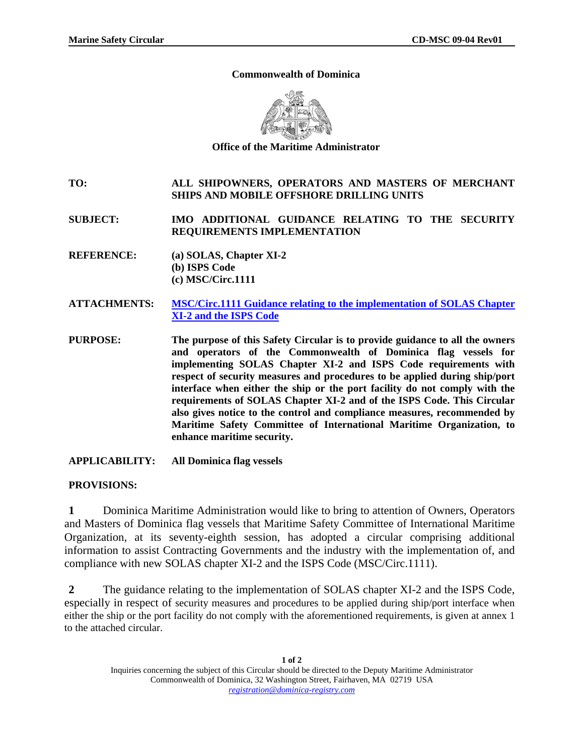**Commonwealth of Dominica**

**Office of the Maritime Administrator**

| | |
|---|---|
| **TO:** | **ALL SHIPOWNERS, OPERATORS AND MASTERS OF MERCHANT SHIPS AND MOBILE OFFSHORE DRILLING UNITS** |
| **SUBJECT:** | **IMO ADDITIONAL GUIDANCE RELATING TO THE SECURITY REQUIREMENTS IMPLEMENTATION** |
| **REFERENCE:** | **(a) SOLAS, Chapter XI-2**<br>**(b) ISPS Code**<br>**(c) MSC/Circ.1111** |
| **ATTACHMENTS:** | **MSC/Circ.1111 Guidance relating to the implementation of SOLAS Chapter XI-2 and the ISPS Code** |
| **PURPOSE:** | **The purpose of this Safety Circular is to provide guidance to all the owners and operators of the Commonwealth of Dominica flag vessels for implementing SOLAS Chapter XI-2 and ISPS Code requirements with respect of security measures and procedures to be applied during ship/port interface when either the ship or the port facility do not comply with the requirements of SOLAS Chapter XI-2 and of the ISPS Code. This Circular also gives notice to the control and compliance measures, recommended by Maritime Safety Committee of International Maritime Organization, to enhance maritime security.** |
| **APPLICABILITY:** | **All Dominica flag vessels** |

**PROVISIONS:**

**1** Dominica Maritime Administration would like to bring to attention of Owners, Operators and Masters of Dominica flag vessels that Maritime Safety Committee of International Maritime Organization, at its seventy-eighth session, has adopted a circular comprising additional information to assist Contracting Governments and the industry with the implementation of, and compliance with new SOLAS chapter XI-2 and the ISPS Code (MSC/Circ.1111).

**2** The guidance relating to the implementation of SOLAS chapter XI-2 and the ISPS Code, especially in respect of security measures and procedures to be applied during ship/port interface when either the ship or the port facility do not comply with the aforementioned requirements, is given at annex 1 to the attached circular.

Inquiries concerning the subject of this Circular should be directed to the Deputy Maritime Administrator
Commonwealth of Dominica, 32 Washington Street, Fairhaven, MA 02719 USA
*registration@dominica-registry.com*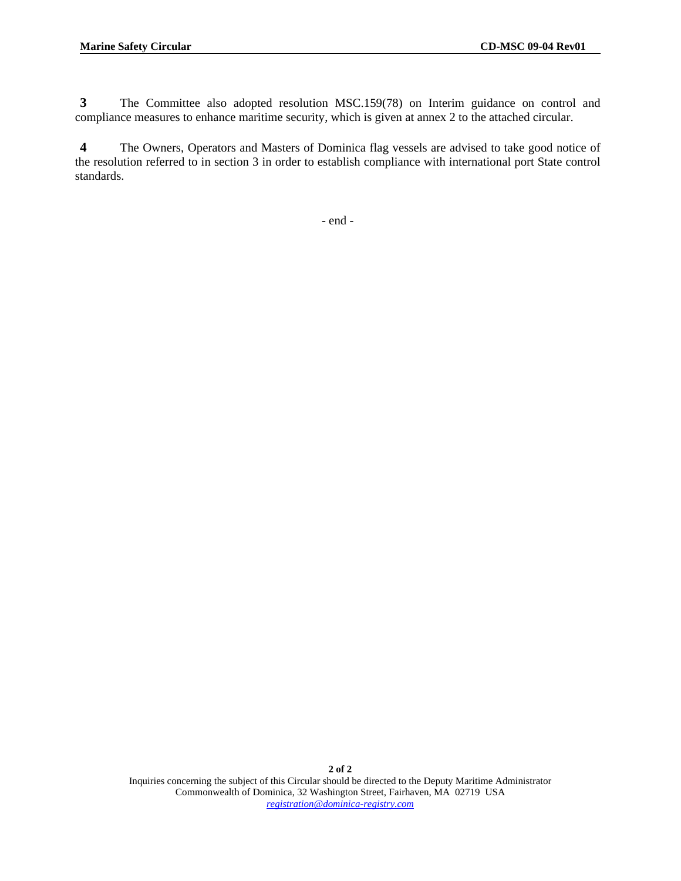**3** The Committee also adopted resolution MSC.159(78) on Interim guidance on control and compliance measures to enhance maritime security, which is given at annex 2 to the attached circular.

**4** The Owners, Operators and Masters of Dominica flag vessels are advised to take good notice of the resolution referred to in section 3 in order to establish compliance with international port State control standards.

- end -

Inquiries concerning the subject of this Circular should be directed to the Deputy Maritime Administrator
Commonwealth of Dominica, 32 Washington Street, Fairhaven, MA 02719 USA
*registration@dominica-registry.com*